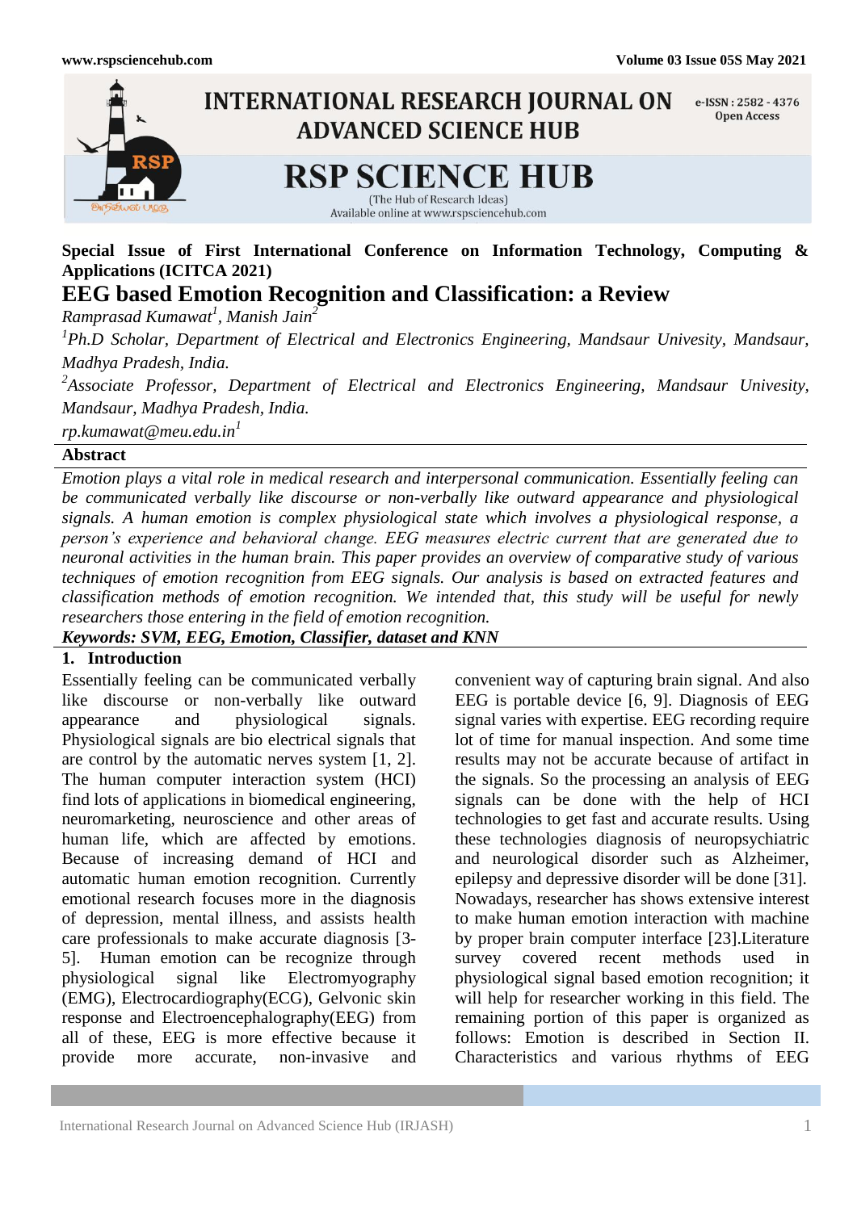**Special Issue of First International Conference on Information Technology, Computing & Applications (ICITCA 2021)**

# EEG based Emotion Recognition and Classification: a Review

*Ramprasad Kumawat[1], Manish Jain[2]*

*[1]Ph.D Scholar, Department of Electrical and Electronics Engineering, Mandsaur Univesity, Mandsaur, Madhya Pradesh, India.*

*[2]Associate Professor, Department of Electrical and Electronics Engineering, Mandsaur Univesity, Mandsaur, Madhya Pradesh, India.*

*rp.kumawat@meu.edu.in[1]*

## Abstract

*Emotion plays a vital role in medical research and interpersonal communication. Essentially feeling can be communicated verbally like discourse or non-verbally like outward appearance and physiological signals. A human emotion is complex physiological state which involves a physiological response, a person's experience and behavioral change. EEG measures electric current that are generated due to neuronal activities in the human brain. This paper provides an overview of comparative study of various techniques of emotion recognition from EEG signals. Our analysis is based on extracted features and classification methods of emotion recognition. We intended that, this study will be useful for newly researchers those entering in the field of emotion recognition.*

***Keywords: SVM, EEG, Emotion, Classifier, dataset and KNN***

## 1. Introduction

Essentially feeling can be communicated verbally like discourse or non-verbally like outward appearance and physiological signals. Physiological signals are bio electrical signals that are control by the automatic nerves system [1, 2]. The human computer interaction system (HCI) find lots of applications in biomedical engineering, neuromarketing, neuroscience and other areas of human life, which are affected by emotions. Because of increasing demand of HCI and automatic human emotion recognition. Currently emotional research focuses more in the diagnosis of depression, mental illness, and assists health care professionals to make accurate diagnosis [3-5]. Human emotion can be recognize through physiological signal like Electromyography (EMG), Electrocardiography(ECG), Gelvonic skin response and Electroencephalography(EEG) from all of these, EEG is more effective because it provide more accurate, non-invasive and convenient way of capturing brain signal. And also EEG is portable device [6, 9]. Diagnosis of EEG signal varies with expertise. EEG recording require lot of time for manual inspection. And some time results may not be accurate because of artifact in the signals. So the processing an analysis of EEG signals can be done with the help of HCI technologies to get fast and accurate results. Using these technologies diagnosis of neuropsychiatric and neurological disorder such as Alzheimer, epilepsy and depressive disorder will be done [31]. Nowadays, researcher has shows extensive interest to make human emotion interaction with machine by proper brain computer interface [23].Literature survey covered recent methods used in physiological signal based emotion recognition; it will help for researcher working in this field. The remaining portion of this paper is organized as follows: Emotion is described in Section II. Characteristics and various rhythms of EEG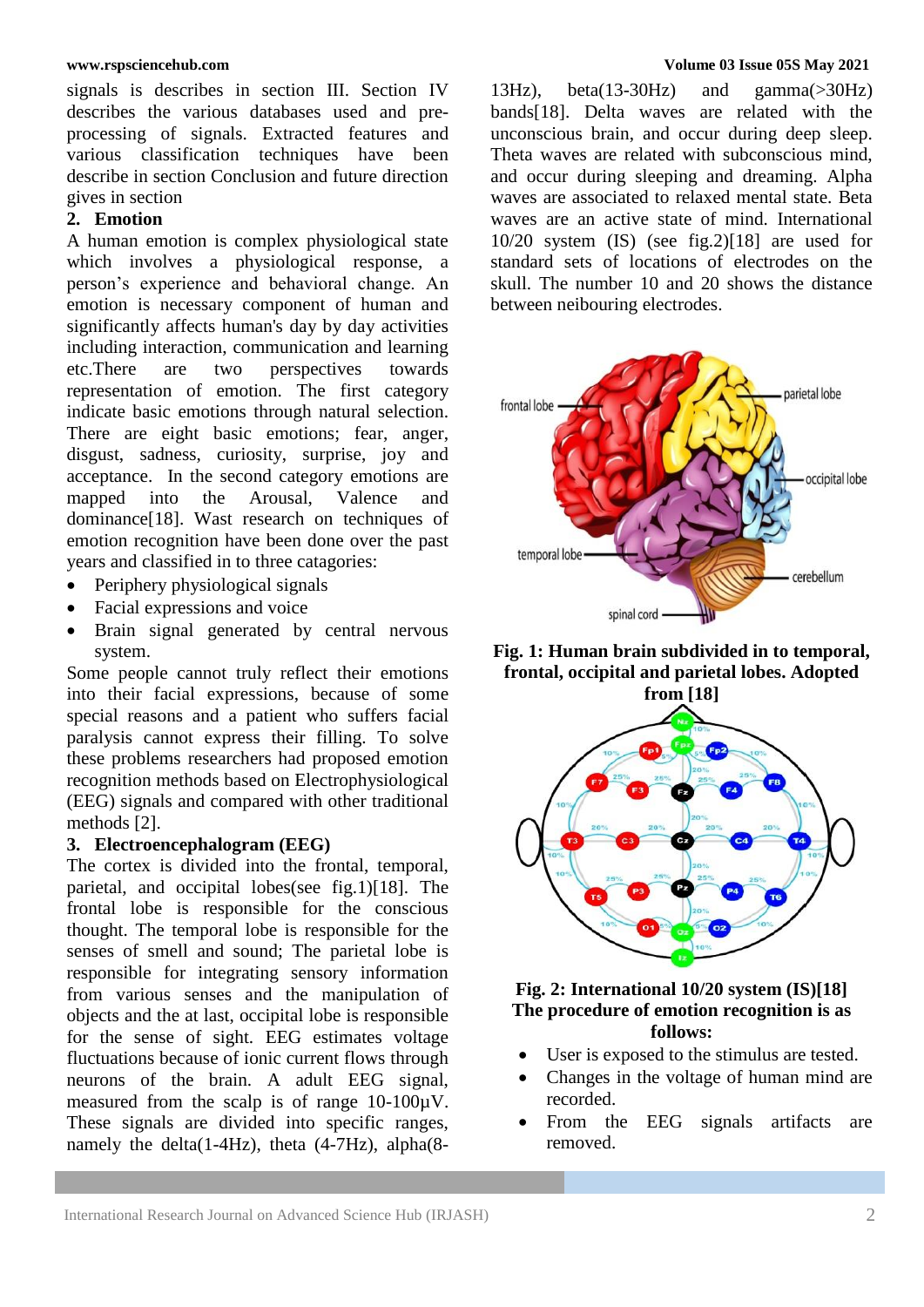signals is describes in section III. Section IV describes the various databases used and pre-processing of signals. Extracted features and various classification techniques have been describe in section Conclusion and future direction gives in section

## 2. Emotion

A human emotion is complex physiological state which involves a physiological response, a person's experience and behavioral change. An emotion is necessary component of human and significantly affects human's day by day activities including interaction, communication and learning etc.There are two perspectives towards representation of emotion. The first category indicate basic emotions through natural selection. There are eight basic emotions; fear, anger, disgust, sadness, curiosity, surprise, joy and acceptance. In the second category emotions are mapped into the Arousal, Valence and dominance[18]. Wast research on techniques of emotion recognition have been done over the past years and classified in to three catagories:

- Periphery physiological signals
- Facial expressions and voice
- Brain signal generated by central nervous system.

Some people cannot truly reflect their emotions into their facial expressions, because of some special reasons and a patient who suffers facial paralysis cannot express their filling. To solve these problems researchers had proposed emotion recognition methods based on Electrophysiological (EEG) signals and compared with other traditional methods [2].

## 3. Electroencephalogram (EEG)

The cortex is divided into the frontal, temporal, parietal, and occipital lobes(see fig.1)[18]. The frontal lobe is responsible for the conscious thought. The temporal lobe is responsible for the senses of smell and sound; The parietal lobe is responsible for integrating sensory information from various senses and the manipulation of objects and the at last, occipital lobe is responsible for the sense of sight. EEG estimates voltage fluctuations because of ionic current flows through neurons of the brain. A adult EEG signal, measured from the scalp is of range 10-100μV. These signals are divided into specific ranges, namely the delta(1-4Hz), theta (4-7Hz), alpha(8-13Hz), beta(13-30Hz) and gamma(>30Hz) bands[18]. Delta waves are related with the unconscious brain, and occur during deep sleep. Theta waves are related with subconscious mind, and occur during sleeping and dreaming. Alpha waves are associated to relaxed mental state. Beta waves are an active state of mind. International 10/20 system (IS) (see fig.2)[18] are used for standard sets of locations of electrodes on the skull. The number 10 and 20 shows the distance between neibouring electrodes.

**Fig. 1: Human brain subdivided in to temporal, frontal, occipital and parietal lobes. Adopted from [18]**

**Fig. 2: International 10/20 system (IS)[18]**

**The procedure of emotion recognition is as follows:**

- User is exposed to the stimulus are tested.
- Changes in the voltage of human mind are recorded.
- From the EEG signals artifacts are removed.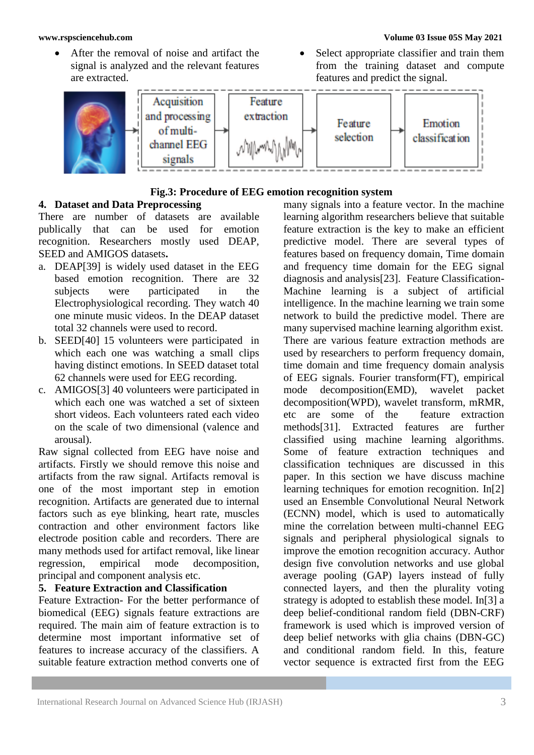- After the removal of noise and artifact the signal is analyzed and the relevant features are extracted.
- Select appropriate classifier and train them from the training dataset and compute features and predict the signal.

**Fig.3: Procedure of EEG emotion recognition system**

## 4. Dataset and Data Preprocessing

There are number of datasets are available publically that can be used for emotion recognition. Researchers mostly used DEAP, SEED and AMIGOS datasets**.**

a. DEAP[39] is widely used dataset in the EEG based emotion recognition. There are 32 subjects were participated in the Electrophysiological recording. They watch 40 one minute music videos. In the DEAP dataset total 32 channels were used to record.
b. SEED[40] 15 volunteers were participated in which each one was watching a small clips having distinct emotions. In SEED dataset total 62 channels were used for EEG recording.
c. AMIGOS[3] 40 volunteers were participated in which each one was watched a set of sixteen short videos. Each volunteers rated each video on the scale of two dimensional (valence and arousal).

Raw signal collected from EEG have noise and artifacts. Firstly we should remove this noise and artifacts from the raw signal. Artifacts removal is one of the most important step in emotion recognition. Artifacts are generated due to internal factors such as eye blinking, heart rate, muscles contraction and other environment factors like electrode position cable and recorders. There are many methods used for artifact removal, like linear regression, empirical mode decomposition, principal and component analysis etc.

## 5. Feature Extraction and Classification

Feature Extraction- For the better performance of biomedical (EEG) signals feature extractions are required. The main aim of feature extraction is to determine most important informative set of features to increase accuracy of the classifiers. A suitable feature extraction method converts one of many signals into a feature vector. In the machine learning algorithm researchers believe that suitable feature extraction is the key to make an efficient predictive model. There are several types of features based on frequency domain, Time domain and frequency time domain for the EEG signal diagnosis and analysis[23]. Feature Classification- Machine learning is a subject of artificial intelligence. In the machine learning we train some network to build the predictive model. There are many supervised machine learning algorithm exist. There are various feature extraction methods are used by researchers to perform frequency domain, time domain and time frequency domain analysis of EEG signals. Fourier transform(FT), empirical mode decomposition(EMD), wavelet packet decomposition(WPD), wavelet transform, mRMR, etc are some of the feature extraction methods[31]. Extracted features are further classified using machine learning algorithms. Some of feature extraction techniques and classification techniques are discussed in this paper. In this section we have discuss machine learning techniques for emotion recognition. In[2] used an Ensemble Convolutional Neural Network (ECNN) model, which is used to automatically mine the correlation between multi-channel EEG signals and peripheral physiological signals to improve the emotion recognition accuracy. Author design five convolution networks and use global average pooling (GAP) layers instead of fully connected layers, and then the plurality voting strategy is adopted to establish these model. In[3] a deep belief-conditional random field (DBN-CRF) framework is used which is improved version of deep belief networks with glia chains (DBN-GC) and conditional random field. In this, feature vector sequence is extracted first from the EEG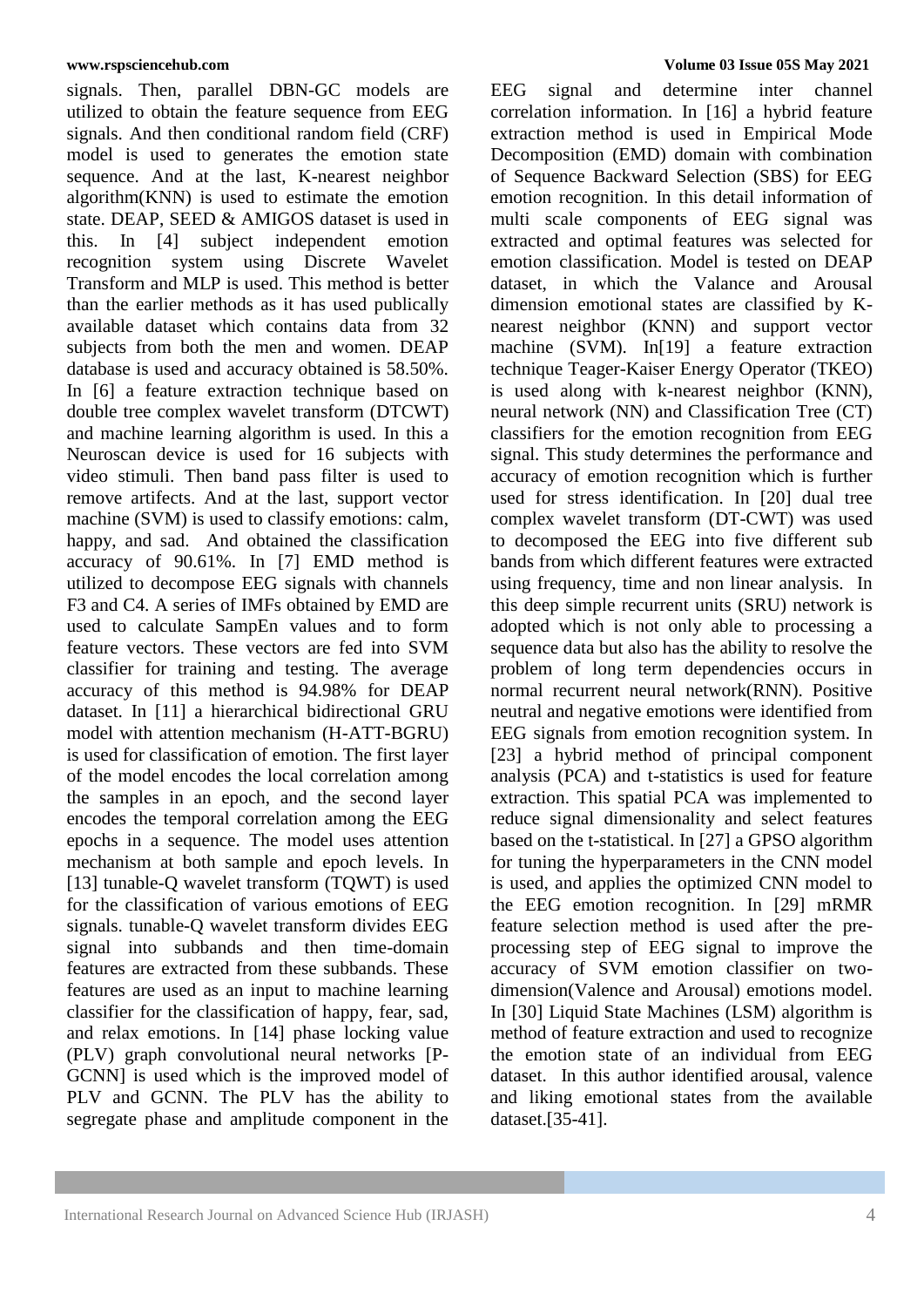signals. Then, parallel DBN-GC models are utilized to obtain the feature sequence from EEG signals. And then conditional random field (CRF) model is used to generates the emotion state sequence. And at the last, K-nearest neighbor algorithm(KNN) is used to estimate the emotion state. DEAP, SEED & AMIGOS dataset is used in this. In [4] subject independent emotion recognition system using Discrete Wavelet Transform and MLP is used. This method is better than the earlier methods as it has used publically available dataset which contains data from 32 subjects from both the men and women. DEAP database is used and accuracy obtained is 58.50%. In [6] a feature extraction technique based on double tree complex wavelet transform (DTCWT) and machine learning algorithm is used. In this a Neuroscan device is used for 16 subjects with video stimuli. Then band pass filter is used to remove artifects. And at the last, support vector machine (SVM) is used to classify emotions: calm, happy, and sad. And obtained the classification accuracy of 90.61%. In [7] EMD method is utilized to decompose EEG signals with channels F3 and C4. A series of IMFs obtained by EMD are used to calculate SampEn values and to form feature vectors. These vectors are fed into SVM classifier for training and testing. The average accuracy of this method is 94.98% for DEAP dataset. In [11] a hierarchical bidirectional GRU model with attention mechanism (H-ATT-BGRU) is used for classification of emotion. The first layer of the model encodes the local correlation among the samples in an epoch, and the second layer encodes the temporal correlation among the EEG epochs in a sequence. The model uses attention mechanism at both sample and epoch levels. In [13] tunable-Q wavelet transform (TQWT) is used for the classification of various emotions of EEG signals. tunable-Q wavelet transform divides EEG signal into subbands and then time-domain features are extracted from these subbands. These features are used as an input to machine learning classifier for the classification of happy, fear, sad, and relax emotions. In [14] phase locking value (PLV) graph convolutional neural networks [P-GCNN] is used which is the improved model of PLV and GCNN. The PLV has the ability to segregate phase and amplitude component in the EEG signal and determine inter channel correlation information. In [16] a hybrid feature extraction method is used in Empirical Mode Decomposition (EMD) domain with combination of Sequence Backward Selection (SBS) for EEG emotion recognition. In this detail information of multi scale components of EEG signal was extracted and optimal features was selected for emotion classification. Model is tested on DEAP dataset, in which the Valance and Arousal dimension emotional states are classified by K-nearest neighbor (KNN) and support vector machine (SVM). In[19] a feature extraction technique Teager-Kaiser Energy Operator (TKEO) is used along with k-nearest neighbor (KNN), neural network (NN) and Classification Tree (CT) classifiers for the emotion recognition from EEG signal. This study determines the performance and accuracy of emotion recognition which is further used for stress identification. In [20] dual tree complex wavelet transform (DT-CWT) was used to decomposed the EEG into five different sub bands from which different features were extracted using frequency, time and non linear analysis. In this deep simple recurrent units (SRU) network is adopted which is not only able to processing a sequence data but also has the ability to resolve the problem of long term dependencies occurs in normal recurrent neural network(RNN). Positive neutral and negative emotions were identified from EEG signals from emotion recognition system. In [23] a hybrid method of principal component analysis (PCA) and t-statistics is used for feature extraction. This spatial PCA was implemented to reduce signal dimensionality and select features based on the t-statistical. In [27] a GPSO algorithm for tuning the hyperparameters in the CNN model is used, and applies the optimized CNN model to the EEG emotion recognition. In [29] mRMR feature selection method is used after the pre-processing step of EEG signal to improve the accuracy of SVM emotion classifier on two-dimension(Valence and Arousal) emotions model. In [30] Liquid State Machines (LSM) algorithm is method of feature extraction and used to recognize the emotion state of an individual from EEG dataset. In this author identified arousal, valence and liking emotional states from the available dataset.[35-41].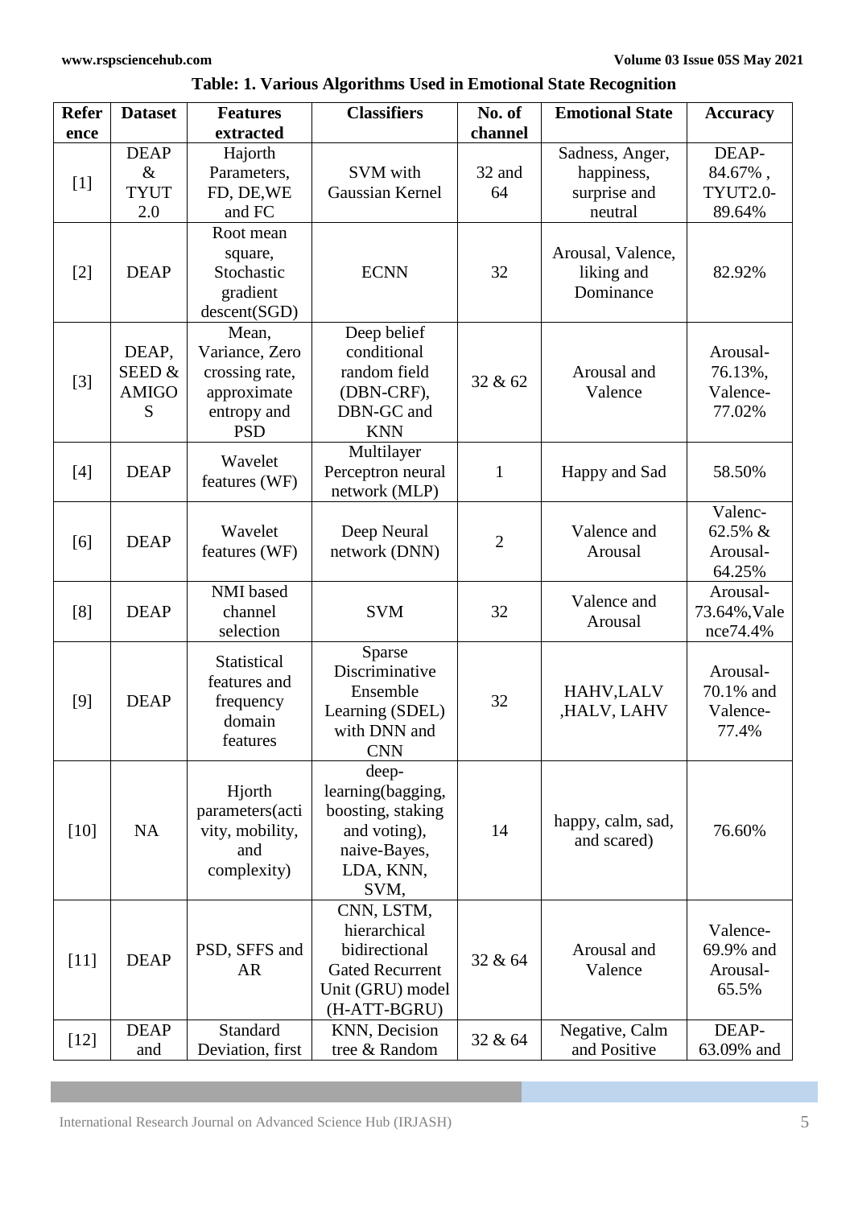**Table: 1. Various Algorithms Used in Emotional State Recognition**

| Reference | Dataset | Features extracted | Classifiers | No. of channel | Emotional State | Accuracy |
|---|---|---|---|---|---|---|
| [1] | DEAP & TYUT 2.0 | Hajorth Parameters, FD, DE,WE and FC | SVM with Gaussian Kernel | 32 and 64 | Sadness, Anger, happiness, surprise and neutral | DEAP-84.67% , TYUT2.0-89.64% |
| [2] | DEAP | Root mean square, Stochastic gradient descent(SGD) | ECNN | 32 | Arousal, Valence, liking and Dominance | 82.92% |
| [3] | DEAP, SEED & AMIGOS | Mean, Variance, Zero crossing rate, approximate entropy and PSD | Deep belief conditional random field (DBN-CRF), DBN-GC and KNN | 32 & 62 | Arousal and Valence | Arousal-76.13%, Valence-77.02% |
| [4] | DEAP | Wavelet features (WF) | Multilayer Perceptron neural network (MLP) | 1 | Happy and Sad | 58.50% |
| [6] | DEAP | Wavelet features (WF) | Deep Neural network (DNN) | 2 | Valence and Arousal | Valenc-62.5% & Arousal-64.25% |
| [8] | DEAP | NMI based channel selection | SVM | 32 | Valence and Arousal | Arousal-73.64%,Valence74.4% |
| [9] | DEAP | Statistical features and frequency domain features | Sparse Discriminative Ensemble Learning (SDEL) with DNN and CNN | 32 | HAHV,LALV ,HALV, LAHV | Arousal-70.1% and Valence-77.4% |
| [10] | NA | Hjorth parameters(activity, mobility, and complexity) | deep-learning(bagging, boosting, staking and voting), naive-Bayes, LDA, KNN, SVM, | 14 | happy, calm, sad, and scared) | 76.60% |
| [11] | DEAP | PSD, SFFS and AR | CNN, LSTM, hierarchical bidirectional Gated Recurrent Unit (GRU) model (H-ATT-BGRU) | 32 & 64 | Arousal and Valence | Valence-69.9% and Arousal-65.5% |
| [12] | DEAP and | Standard Deviation, first | KNN, Decision tree & Random | 32 & 64 | Negative, Calm and Positive | DEAP-63.09% and |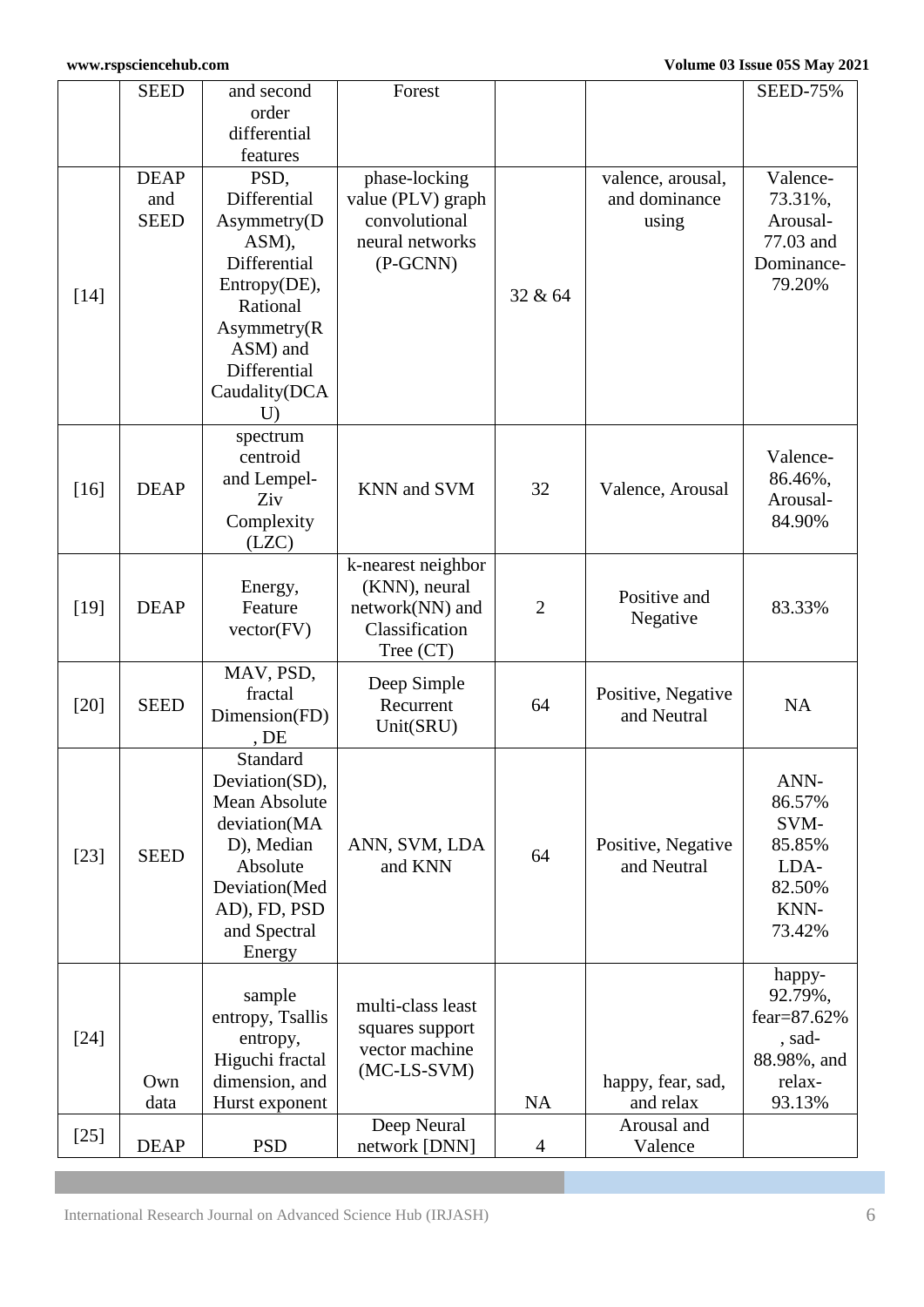| | | | | | | |
|---|---|---|---|---|---|---|
| | SEED | and second order differential features | Forest | | | SEED-75% |
| [14] | DEAP and SEED | PSD, Differential Asymmetry(DASM), Differential Entropy(DE), Rational Asymmetry(RASM) and Differential Caudality(DCAU) | phase-locking value (PLV) graph convolutional neural networks (P-GCNN) | 32 & 64 | valence, arousal, and dominance using | Valence-73.31%, Arousal-77.03 and Dominance-79.20% |
| [16] | DEAP | spectrum centroid and Lempel-Ziv Complexity (LZC) | KNN and SVM | 32 | Valence, Arousal | Valence-86.46%, Arousal-84.90% |
| [19] | DEAP | Energy, Feature vector(FV) | k-nearest neighbor (KNN), neural network(NN) and Classification Tree (CT) | 2 | Positive and Negative | 83.33% |
| [20] | SEED | MAV, PSD, fractal Dimension(FD), DE | Deep Simple Recurrent Unit(SRU) | 64 | Positive, Negative and Neutral | NA |
| [23] | SEED | Standard Deviation(SD), Mean Absolute deviation(MAD), Median Absolute Deviation(MedAD), FD, PSD and Spectral Energy | ANN, SVM, LDA and KNN | 64 | Positive, Negative and Neutral | ANN-86.57% SVM-85.85% LDA-82.50% KNN-73.42% |
| [24] | Own data | sample entropy, Tsallis entropy, Higuchi fractal dimension, and Hurst exponent | multi-class least squares support vector machine (MC-LS-SVM) | NA | happy, fear, sad, and relax | happy-92.79%, fear=87.62%, sad-88.98%, and relax-93.13% |
| [25] | DEAP | PSD | Deep Neural network [DNN] | 4 | Arousal and Valence | |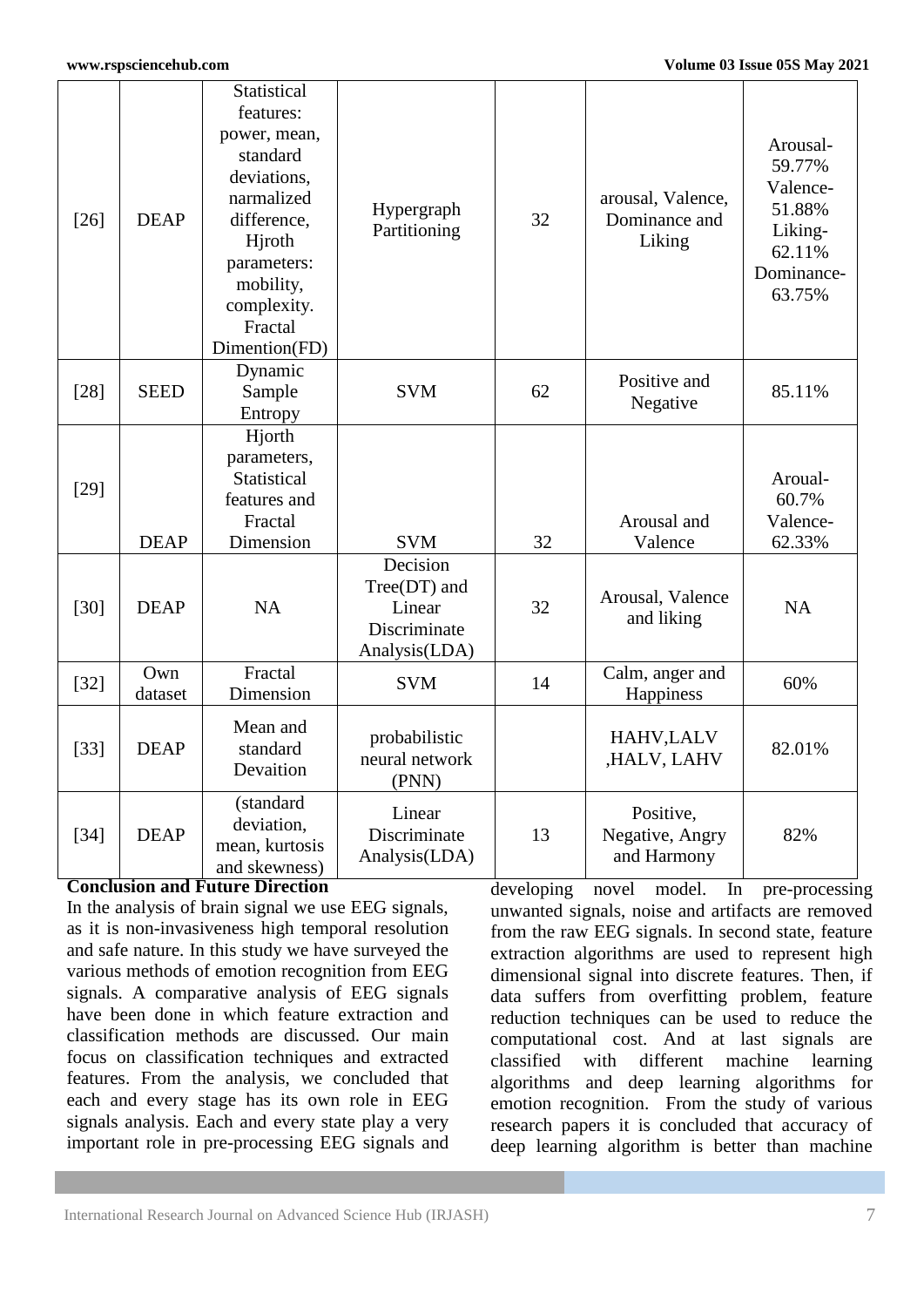| [26] | DEAP | Statistical features: power, mean, standard deviations, narmalized difference, Hjroth parameters: mobility, complexity. Fractal Dimention(FD) | Hypergraph Partitioning | 32 | arousal, Valence, Dominance and Liking | Arousal-59.77% Valence-51.88% Liking-62.11% Dominance-63.75% |
|---|---|---|---|---|---|---|
| [28] | SEED | Dynamic Sample Entropy | SVM | 62 | Positive and Negative | 85.11% |
| [29] | DEAP | Hjorth parameters, Statistical features and Fractal Dimension | SVM | 32 | Arousal and Valence | Aroual-60.7% Valence-62.33% |
| [30] | DEAP | NA | Decision Tree(DT) and Linear Discriminate Analysis(LDA) | 32 | Arousal, Valence and liking | NA |
| [32] | Own dataset | Fractal Dimension | SVM | 14 | Calm, anger and Happiness | 60% |
| [33] | DEAP | Mean and standard Devaition | probabilistic neural network (PNN) | | HAHV,LALV ,HALV, LAHV | 82.01% |
| [34] | DEAP | (standard deviation, mean, kurtosis and skewness) | Linear Discriminate Analysis(LDA) | 13 | Positive, Negative, Angry and Harmony | 82% |

## Conclusion and Future Direction

In the analysis of brain signal we use EEG signals, as it is non-invasiveness high temporal resolution and safe nature. In this study we have surveyed the various methods of emotion recognition from EEG signals. A comparative analysis of EEG signals have been done in which feature extraction and classification methods are discussed. Our main focus on classification techniques and extracted features. From the analysis, we concluded that each and every stage has its own role in EEG signals analysis. Each and every state play a very important role in pre-processing EEG signals and developing novel model. In pre-processing unwanted signals, noise and artifacts are removed from the raw EEG signals. In second state, feature extraction algorithms are used to represent high dimensional signal into discrete features. Then, if data suffers from overfitting problem, feature reduction techniques can be used to reduce the computational cost. And at last signals are classified with different machine learning algorithms and deep learning algorithms for emotion recognition. From the study of various research papers it is concluded that accuracy of deep learning algorithm is better than machine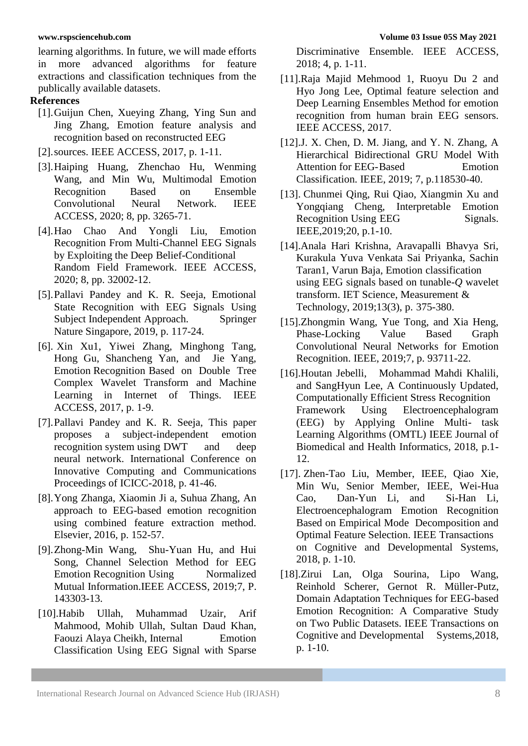learning algorithms. In future, we will made efforts in more advanced algorithms for feature extractions and classification techniques from the publically available datasets.

**References**

[1]. Guijun Chen, Xueying Zhang, Ying Sun and Jing Zhang, Emotion feature analysis and recognition based on reconstructed EEG

[2]. sources. IEEE ACCESS, 2017, p. 1-11.

[3]. Haiping Huang, Zhenchao Hu, Wenming Wang, and Min Wu, Multimodal Emotion Recognition Based on Ensemble Convolutional Neural Network. IEEE ACCESS, 2020; 8, pp. 3265-71.

[4]. Hao Chao And Yongli Liu, Emotion Recognition From Multi-Channel EEG Signals by Exploiting the Deep Belief-Conditional Random Field Framework. IEEE ACCESS, 2020; 8, pp. 32002-12.

[5]. Pallavi Pandey and K. R. Seeja, Emotional State Recognition with EEG Signals Using Subject Independent Approach. Springer Nature Singapore, 2019, p. 117-24.

[6]. Xin Xu1, Yiwei Zhang, Minghong Tang, Hong Gu, Shancheng Yan, and Jie Yang, Emotion Recognition Based on Double Tree Complex Wavelet Transform and Machine Learning in Internet of Things. IEEE ACCESS, 2017, p. 1-9.

[7]. Pallavi Pandey and K. R. Seeja, This paper proposes a subject-independent emotion recognition system using DWT and deep neural network. International Conference on Innovative Computing and Communications Proceedings of ICICC-2018, p. 41-46.

[8]. Yong Zhanga, Xiaomin Ji a, Suhua Zhang, An approach to EEG-based emotion recognition using combined feature extraction method. Elsevier, 2016, p. 152-57.

[9]. Zhong-Min Wang, Shu-Yuan Hu, and Hui Song, Channel Selection Method for EEG Emotion Recognition Using Normalized Mutual Information.IEEE ACCESS, 2019;7, P. 143303-13.

[10]. Habib Ullah, Muhammad Uzair, Arif Mahmood, Mohib Ullah, Sultan Daud Khan, Faouzi Alaya Cheikh, Internal Emotion Classification Using EEG Signal with Sparse Discriminative Ensemble. IEEE ACCESS, 2018; 4, p. 1-11.

[11]. Raja Majid Mehmood 1, Ruoyu Du 2 and Hyo Jong Lee, Optimal feature selection and Deep Learning Ensembles Method for emotion recognition from human brain EEG sensors. IEEE ACCESS, 2017.

[12]. J. X. Chen, D. M. Jiang, and Y. N. Zhang, A Hierarchical Bidirectional GRU Model With Attention for EEG-Based Emotion Classification. IEEE, 2019; 7, p.118530-40.

[13]. Chunmei Qing, Rui Qiao, Xiangmin Xu and Yongqiang Cheng, Interpretable Emotion Recognition Using EEG Signals. IEEE,2019;20, p.1-10.

[14]. Anala Hari Krishna, Aravapalli Bhavya Sri, Kurakula Yuva Venkata Sai Priyanka, Sachin Taran1, Varun Baja, Emotion classification using EEG signals based on tunable-*Q* wavelet transform. IET Science, Measurement & Technology, 2019;13(3), p. 375-380.

[15]. Zhongmin Wang, Yue Tong, and Xia Heng, Phase-Locking Value Based Graph Convolutional Neural Networks for Emotion Recognition. IEEE, 2019;7, p. 93711-22.

[16]. Houtan Jebelli, Mohammad Mahdi Khalili, and SangHyun Lee, A Continuously Updated, Computationally Efficient Stress Recognition Framework Using Electroencephalogram (EEG) by Applying Online Multi- task Learning Algorithms (OMTL) IEEE Journal of Biomedical and Health Informatics, 2018, p.1-12.

[17]. Zhen-Tao Liu, Member, IEEE, Qiao Xie, Min Wu, Senior Member, IEEE, Wei-Hua Cao, Dan-Yun Li, and Si-Han Li, Electroencephalogram Emotion Recognition Based on Empirical Mode Decomposition and Optimal Feature Selection. IEEE Transactions on Cognitive and Developmental Systems, 2018, p. 1-10.

[18]. Zirui Lan, Olga Sourina, Lipo Wang, Reinhold Scherer, Gernot R. Müller-Putz, Domain Adaptation Techniques for EEG-based Emotion Recognition: A Comparative Study on Two Public Datasets. IEEE Transactions on Cognitive and Developmental Systems,2018, p. 1-10.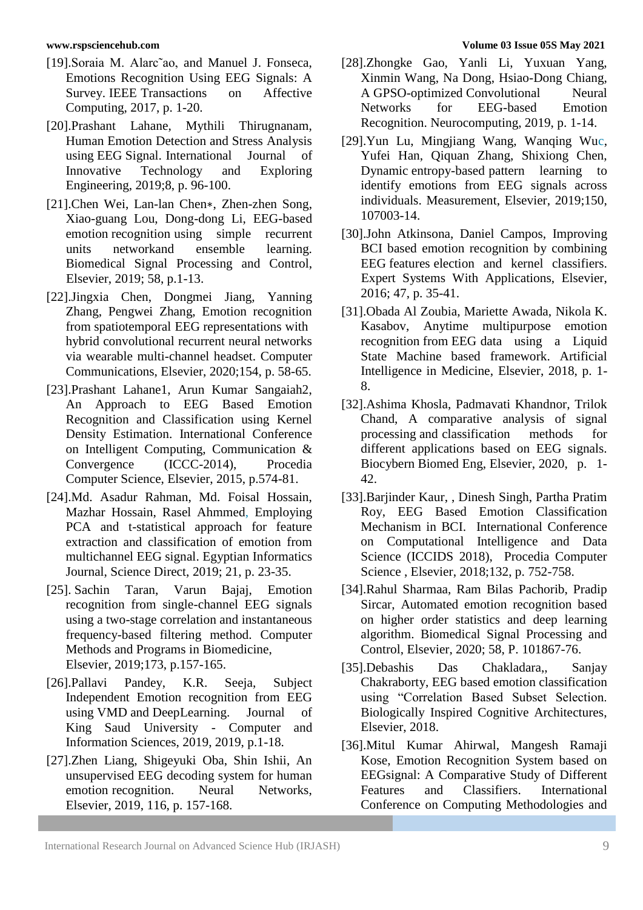[19].Soraia M. Alarc˜ao, and Manuel J. Fonseca, Emotions Recognition Using EEG Signals: A Survey. IEEE Transactions on Affective Computing, 2017, p. 1-20.

[20].Prashant Lahane, Mythili Thirugnanam, Human Emotion Detection and Stress Analysis using EEG Signal. International Journal of Innovative Technology and Exploring Engineering, 2019;8, p. 96-100.

[21].Chen Wei, Lan-lan Chen∗, Zhen-zhen Song, Xiao-guang Lou, Dong-dong Li, EEG-based emotion recognition using simple recurrent units networkand ensemble learning. Biomedical Signal Processing and Control, Elsevier, 2019; 58, p.1-13.

[22].Jingxia Chen, Dongmei Jiang, Yanning Zhang, Pengwei Zhang, Emotion recognition from spatiotemporal EEG representations with hybrid convolutional recurrent neural networks via wearable multi-channel headset. Computer Communications, Elsevier, 2020;154, p. 58-65.

[23].Prashant Lahane1, Arun Kumar Sangaiah2, An Approach to EEG Based Emotion Recognition and Classification using Kernel Density Estimation. International Conference on Intelligent Computing, Communication & Convergence (ICCC-2014), Procedia Computer Science, Elsevier, 2015, p.574-81.

[24].Md. Asadur Rahman, Md. Foisal Hossain, Mazhar Hossain, Rasel Ahmmed, Employing PCA and t-statistical approach for feature extraction and classification of emotion from multichannel EEG signal. Egyptian Informatics Journal, Science Direct, 2019; 21, p. 23-35.

[25]. Sachin Taran, Varun Bajaj, Emotion recognition from single-channel EEG signals using a two-stage correlation and instantaneous frequency-based filtering method. Computer Methods and Programs in Biomedicine, Elsevier, 2019;173, p.157-165.

[26].Pallavi Pandey, K.R. Seeja, Subject Independent Emotion recognition from EEG using VMD and DeepLearning. Journal of King Saud University - Computer and Information Sciences, 2019, 2019, p.1-18.

[27].Zhen Liang, Shigeyuki Oba, Shin Ishii, An unsupervised EEG decoding system for human emotion recognition. Neural Networks, Elsevier, 2019, 116, p. 157-168.

[28].Zhongke Gao, Yanli Li, Yuxuan Yang, Xinmin Wang, Na Dong, Hsiao-Dong Chiang, A GPSO-optimized Convolutional Neural Networks for EEG-based Emotion Recognition. Neurocomputing, 2019, p. 1-14.

[29].Yun Lu, Mingjiang Wang, Wanqing Wuc, Yufei Han, Qiquan Zhang, Shixiong Chen, Dynamic entropy-based pattern learning to identify emotions from EEG signals across individuals. Measurement, Elsevier, 2019;150, 107003-14.

[30].John Atkinsona, Daniel Campos, Improving BCI based emotion recognition by combining EEG features election and kernel classifiers. Expert Systems With Applications, Elsevier, 2016; 47, p. 35-41.

[31].Obada Al Zoubia, Mariette Awada, Nikola K. Kasabov, Anytime multipurpose emotion recognition from EEG data using a Liquid State Machine based framework. Artificial Intelligence in Medicine, Elsevier, 2018, p. 1-8.

[32].Ashima Khosla, Padmavati Khandnor, Trilok Chand, A comparative analysis of signal processing and classification methods for different applications based on EEG signals. Biocybern Biomed Eng, Elsevier, 2020, p. 1-42.

[33].Barjinder Kaur, , Dinesh Singh, Partha Pratim Roy, EEG Based Emotion Classification Mechanism in BCI. International Conference on Computational Intelligence and Data Science (ICCIDS 2018), Procedia Computer Science , Elsevier, 2018;132, p. 752-758.

[34].Rahul Sharmaa, Ram Bilas Pachorib, Pradip Sircar, Automated emotion recognition based on higher order statistics and deep learning algorithm. Biomedical Signal Processing and Control, Elsevier, 2020; 58, P. 101867-76.

[35].Debashis Das Chakladara,, Sanjay Chakraborty, EEG based emotion classification using "Correlation Based Subset Selection. Biologically Inspired Cognitive Architectures, Elsevier, 2018.

[36].Mitul Kumar Ahirwal, Mangesh Ramaji Kose, Emotion Recognition System based on EEGsignal: A Comparative Study of Different Features and Classifiers. International Conference on Computing Methodologies and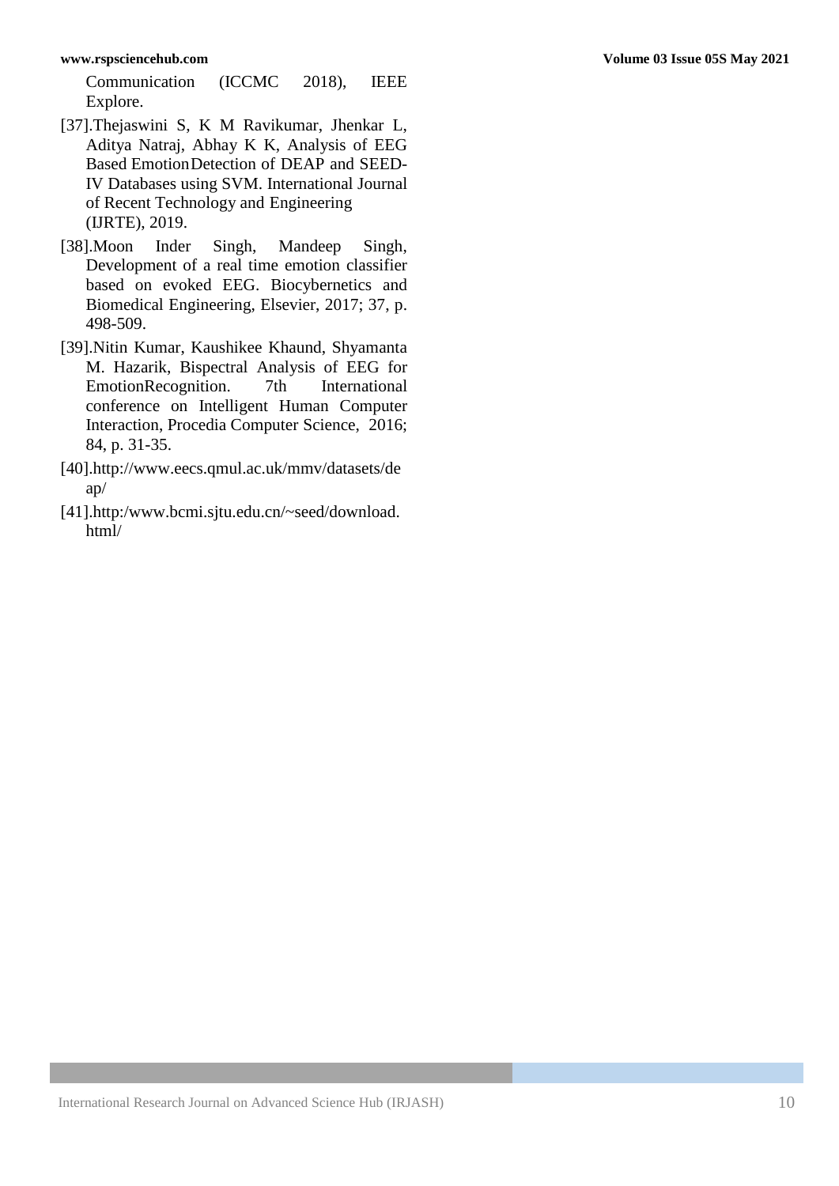Communication (ICCMC 2018), IEEE Explore.

[37].Thejaswini S, K M Ravikumar, Jhenkar L, Aditya Natraj, Abhay K K, Analysis of EEG Based EmotionDetection of DEAP and SEED-IV Databases using SVM. International Journal of Recent Technology and Engineering (IJRTE), 2019.

[38].Moon Inder Singh, Mandeep Singh, Development of a real time emotion classifier based on evoked EEG. Biocybernetics and Biomedical Engineering, Elsevier, 2017; 37, p. 498-509.

[39].Nitin Kumar, Kaushikee Khaund, Shyamanta M. Hazarik, Bispectral Analysis of EEG for EmotionRecognition. 7th International conference on Intelligent Human Computer Interaction, Procedia Computer Science, 2016; 84, p. 31-35.

[40].http://www.eecs.qmul.ac.uk/mmv/datasets/deap/

[41].http:/www.bcmi.sjtu.edu.cn/~seed/download.html/